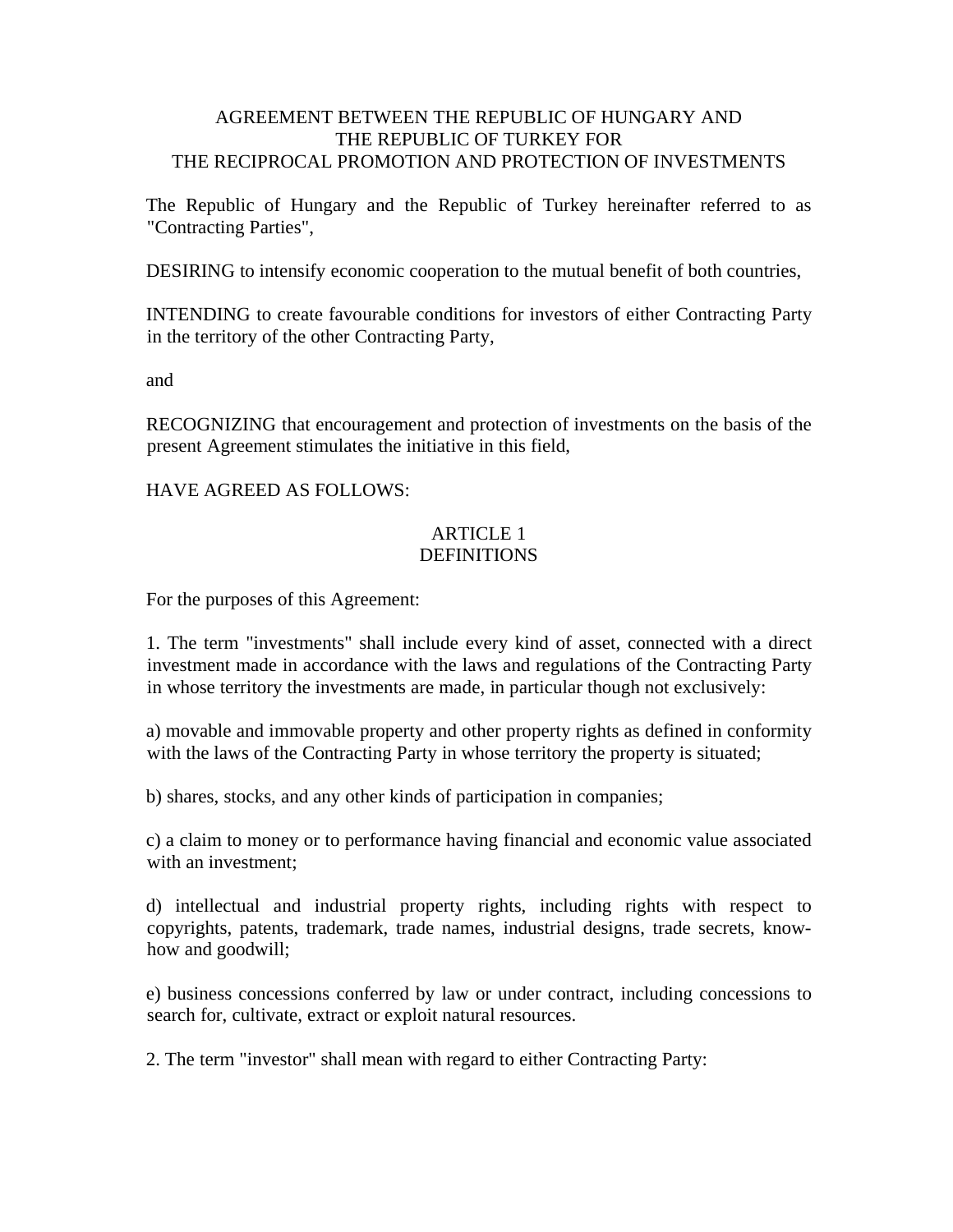# AGREEMENT BETWEEN THE REPUBLIC OF HUNGARY AND THE REPUBLIC OF TURKEY FOR THE RECIPROCAL PROMOTION AND PROTECTION OF INVESTMENTS

The Republic of Hungary and the Republic of Turkey hereinafter referred to as "Contracting Parties",

DESIRING to intensify economic cooperation to the mutual benefit of both countries,

INTENDING to create favourable conditions for investors of either Contracting Party in the territory of the other Contracting Party,

and

RECOGNIZING that encouragement and protection of investments on the basis of the present Agreement stimulates the initiative in this field,

HAVE AGREED AS FOLLOWS:

## ARTICLE 1
## DEFINITIONS

For the purposes of this Agreement:

1. The term "investments" shall include every kind of asset, connected with a direct investment made in accordance with the laws and regulations of the Contracting Party in whose territory the investments are made, in particular though not exclusively:

a) movable and immovable property and other property rights as defined in conformity with the laws of the Contracting Party in whose territory the property is situated;

b) shares, stocks, and any other kinds of participation in companies;

c) a claim to money or to performance having financial and economic value associated with an investment;

d) intellectual and industrial property rights, including rights with respect to copyrights, patents, trademark, trade names, industrial designs, trade secrets, know-how and goodwill;

e) business concessions conferred by law or under contract, including concessions to search for, cultivate, extract or exploit natural resources.

2. The term "investor" shall mean with regard to either Contracting Party: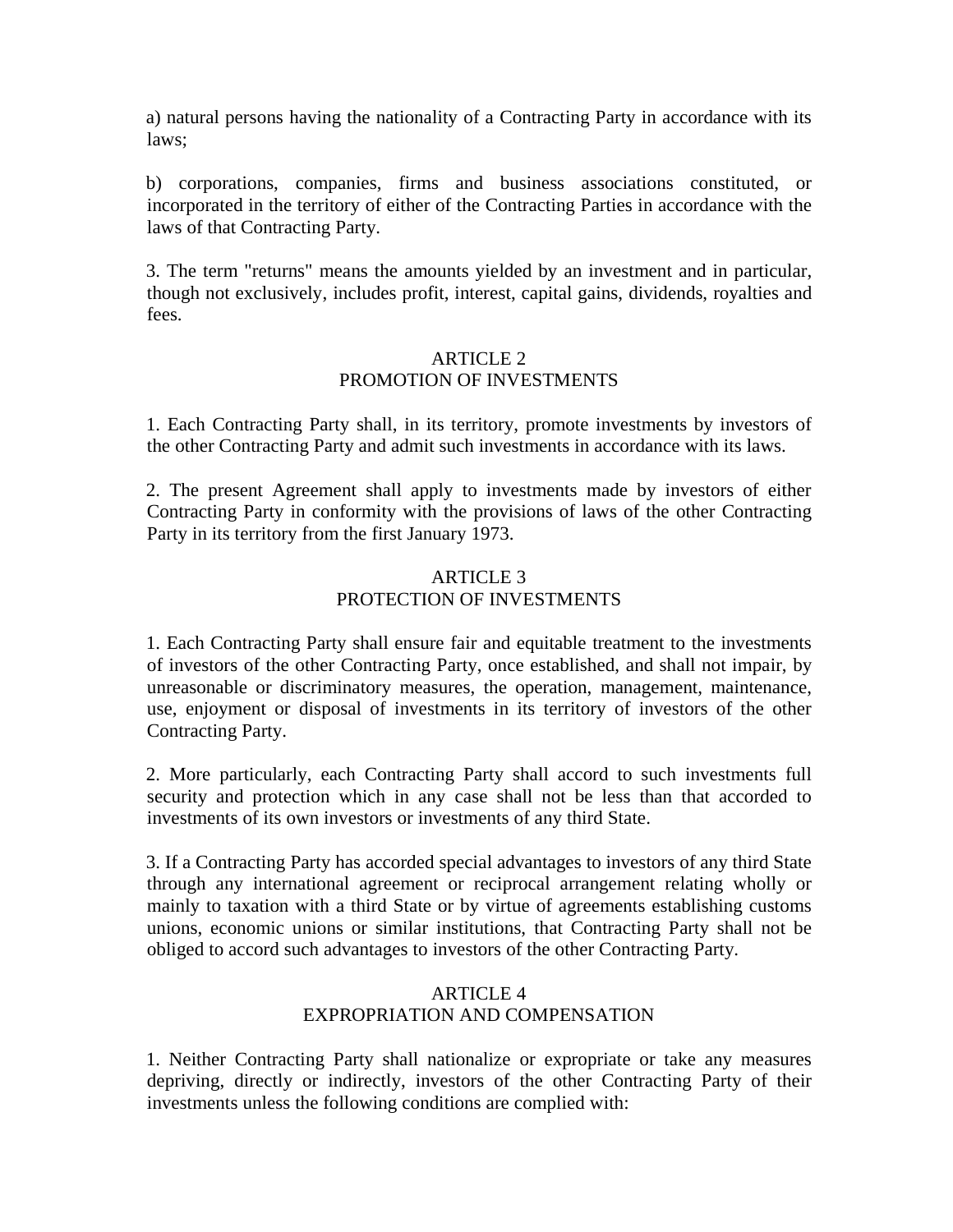a) natural persons having the nationality of a Contracting Party in accordance with its laws;

b) corporations, companies, firms and business associations constituted, or incorporated in the territory of either of the Contracting Parties in accordance with the laws of that Contracting Party.

3. The term "returns" means the amounts yielded by an investment and in particular, though not exclusively, includes profit, interest, capital gains, dividends, royalties and fees.

## ARTICLE 2
## PROMOTION OF INVESTMENTS

1. Each Contracting Party shall, in its territory, promote investments by investors of the other Contracting Party and admit such investments in accordance with its laws.

2. The present Agreement shall apply to investments made by investors of either Contracting Party in conformity with the provisions of laws of the other Contracting Party in its territory from the first January 1973.

## ARTICLE 3
## PROTECTION OF INVESTMENTS

1. Each Contracting Party shall ensure fair and equitable treatment to the investments of investors of the other Contracting Party, once established, and shall not impair, by unreasonable or discriminatory measures, the operation, management, maintenance, use, enjoyment or disposal of investments in its territory of investors of the other Contracting Party.

2. More particularly, each Contracting Party shall accord to such investments full security and protection which in any case shall not be less than that accorded to investments of its own investors or investments of any third State.

3. If a Contracting Party has accorded special advantages to investors of any third State through any international agreement or reciprocal arrangement relating wholly or mainly to taxation with a third State or by virtue of agreements establishing customs unions, economic unions or similar institutions, that Contracting Party shall not be obliged to accord such advantages to investors of the other Contracting Party.

## ARTICLE 4
## EXPROPRIATION AND COMPENSATION

1. Neither Contracting Party shall nationalize or expropriate or take any measures depriving, directly or indirectly, investors of the other Contracting Party of their investments unless the following conditions are complied with: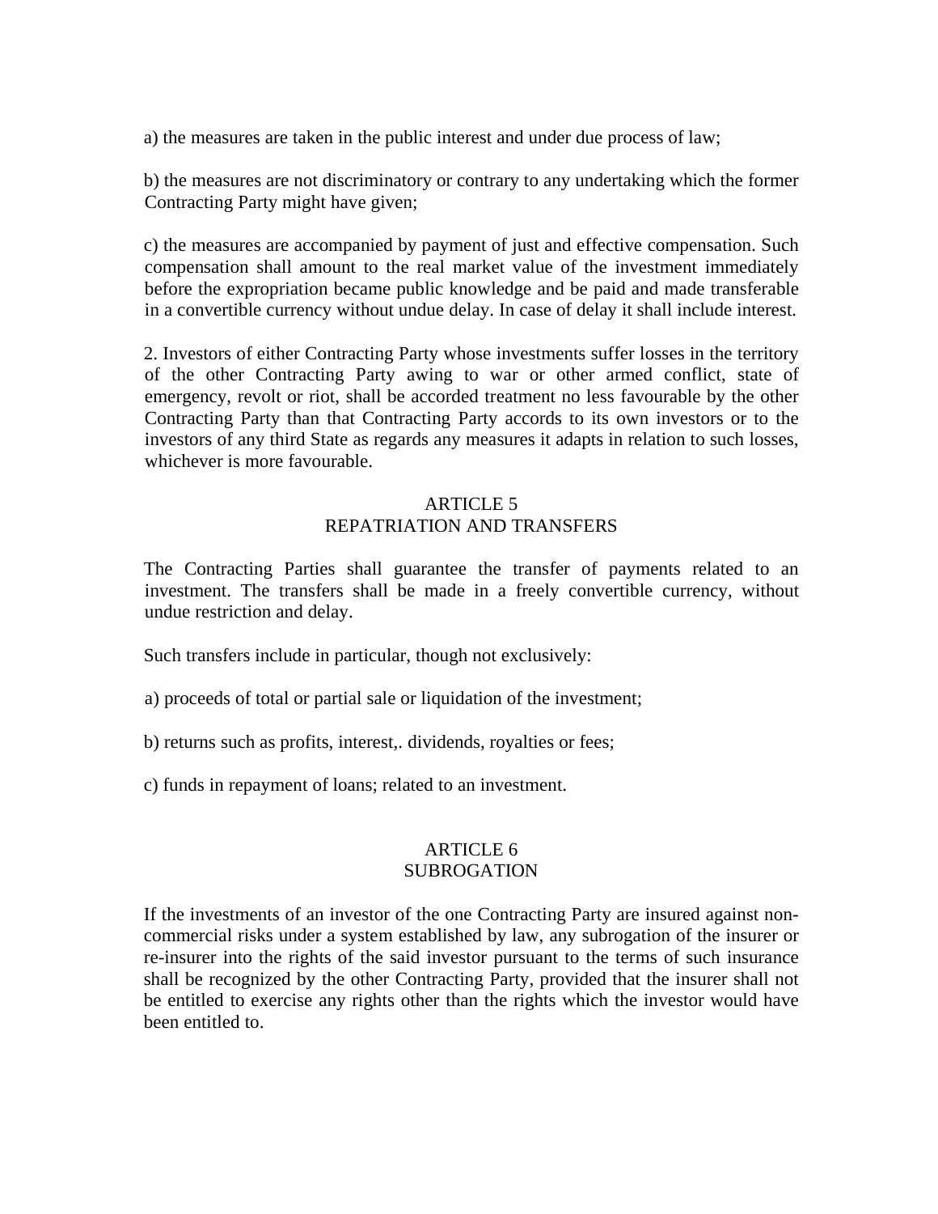a) the measures are taken in the public interest and under due process of law;

b) the measures are not discriminatory or contrary to any undertaking which the former Contracting Party might have given;

c) the measures are accompanied by payment of just and effective compensation. Such compensation shall amount to the real market value of the investment immediately before the expropriation became public knowledge and be paid and made transferable in a convertible currency without undue delay. In case of delay it shall include interest.

2. Investors of either Contracting Party whose investments suffer losses in the territory of the other Contracting Party awing to war or other armed conflict, state of emergency, revolt or riot, shall be accorded treatment no less favourable by the other Contracting Party than that Contracting Party accords to its own investors or to the investors of any third State as regards any measures it adapts in relation to such losses, whichever is more favourable.

## ARTICLE 5
## REPATRIATION AND TRANSFERS

The Contracting Parties shall guarantee the transfer of payments related to an investment. The transfers shall be made in a freely convertible currency, without undue restriction and delay.

Such transfers include in particular, though not exclusively:

a) proceeds of total or partial sale or liquidation of the investment;

b) returns such as profits, interest,. dividends, royalties or fees;

c) funds in repayment of loans; related to an investment.

## ARTICLE 6
## SUBROGATION

If the investments of an investor of the one Contracting Party are insured against non-commercial risks under a system established by law, any subrogation of the insurer or re-insurer into the rights of the said investor pursuant to the terms of such insurance shall be recognized by the other Contracting Party, provided that the insurer shall not be entitled to exercise any rights other than the rights which the investor would have been entitled to.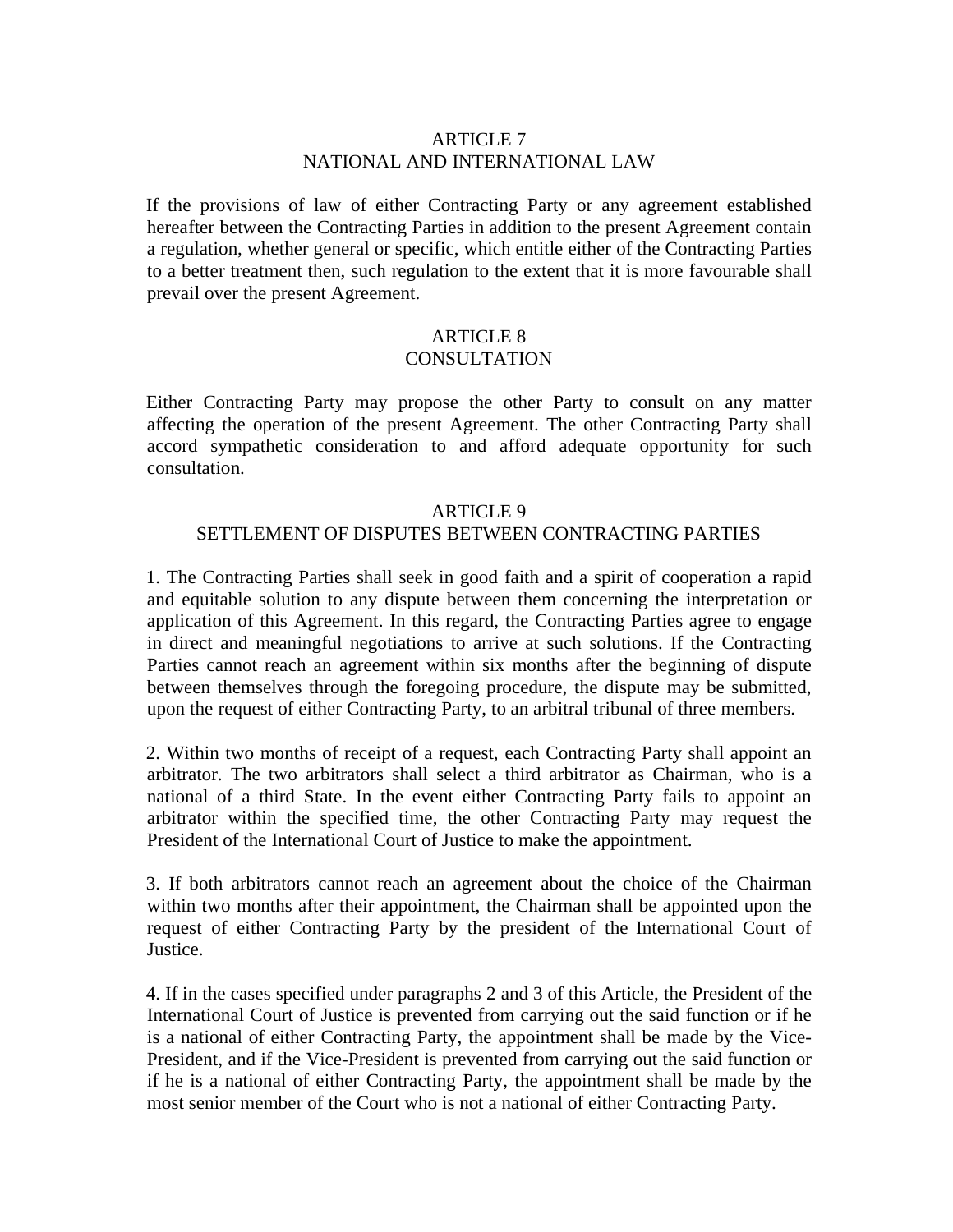## ARTICLE 7
## NATIONAL AND INTERNATIONAL LAW

If the provisions of law of either Contracting Party or any agreement established hereafter between the Contracting Parties in addition to the present Agreement contain a regulation, whether general or specific, which entitle either of the Contracting Parties to a better treatment then, such regulation to the extent that it is more favourable shall prevail over the present Agreement.

## ARTICLE 8
## CONSULTATION

Either Contracting Party may propose the other Party to consult on any matter affecting the operation of the present Agreement. The other Contracting Party shall accord sympathetic consideration to and afford adequate opportunity for such consultation.

## ARTICLE 9
## SETTLEMENT OF DISPUTES BETWEEN CONTRACTING PARTIES

1. The Contracting Parties shall seek in good faith and a spirit of cooperation a rapid and equitable solution to any dispute between them concerning the interpretation or application of this Agreement. In this regard, the Contracting Parties agree to engage in direct and meaningful negotiations to arrive at such solutions. If the Contracting Parties cannot reach an agreement within six months after the beginning of dispute between themselves through the foregoing procedure, the dispute may be submitted, upon the request of either Contracting Party, to an arbitral tribunal of three members.

2. Within two months of receipt of a request, each Contracting Party shall appoint an arbitrator. The two arbitrators shall select a third arbitrator as Chairman, who is a national of a third State. In the event either Contracting Party fails to appoint an arbitrator within the specified time, the other Contracting Party may request the President of the International Court of Justice to make the appointment.

3. If both arbitrators cannot reach an agreement about the choice of the Chairman within two months after their appointment, the Chairman shall be appointed upon the request of either Contracting Party by the president of the International Court of Justice.

4. If in the cases specified under paragraphs 2 and 3 of this Article, the President of the International Court of Justice is prevented from carrying out the said function or if he is a national of either Contracting Party, the appointment shall be made by the Vice-President, and if the Vice-President is prevented from carrying out the said function or if he is a national of either Contracting Party, the appointment shall be made by the most senior member of the Court who is not a national of either Contracting Party.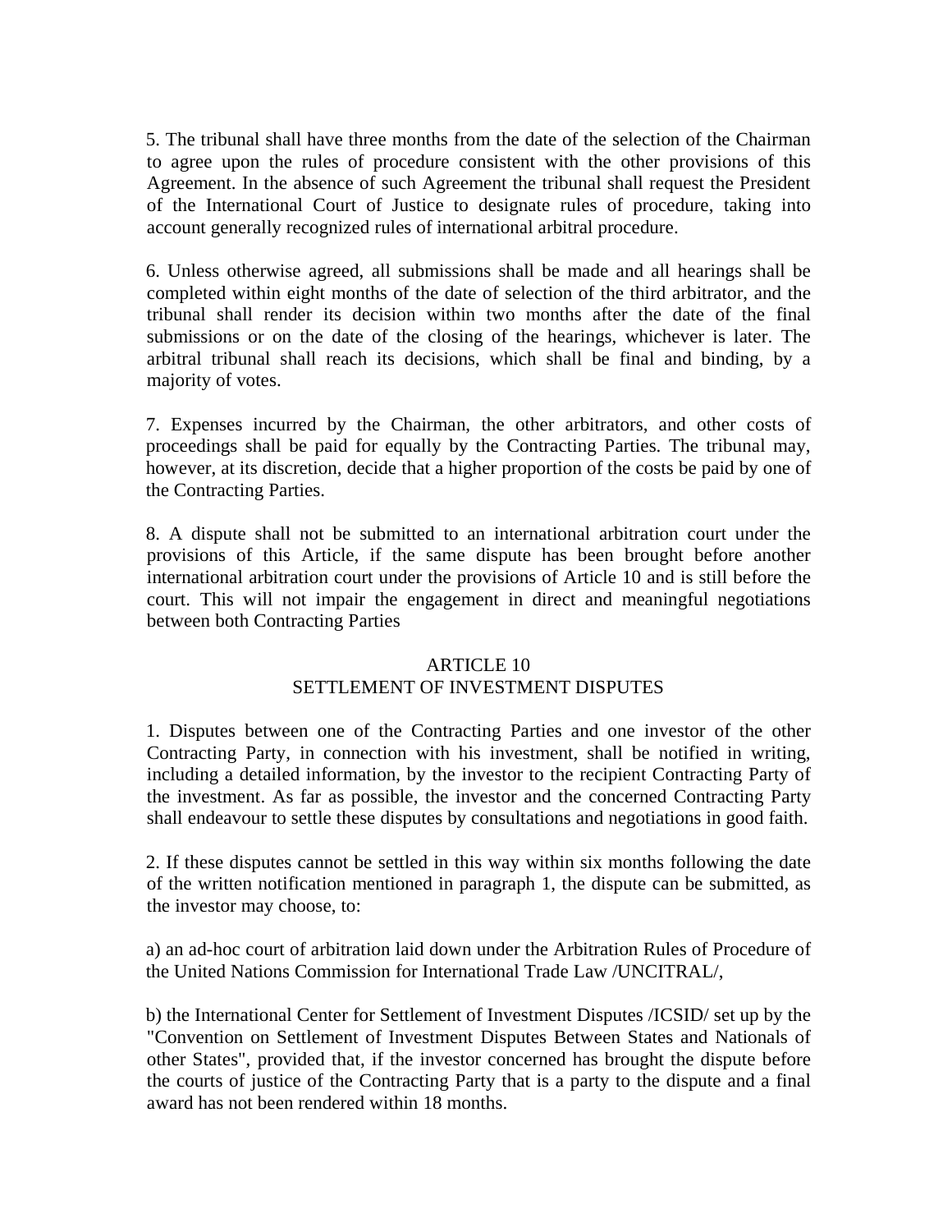5. The tribunal shall have three months from the date of the selection of the Chairman to agree upon the rules of procedure consistent with the other provisions of this Agreement. In the absence of such Agreement the tribunal shall request the President of the International Court of Justice to designate rules of procedure, taking into account generally recognized rules of international arbitral procedure.

6. Unless otherwise agreed, all submissions shall be made and all hearings shall be completed within eight months of the date of selection of the third arbitrator, and the tribunal shall render its decision within two months after the date of the final submissions or on the date of the closing of the hearings, whichever is later. The arbitral tribunal shall reach its decisions, which shall be final and binding, by a majority of votes.

7. Expenses incurred by the Chairman, the other arbitrators, and other costs of proceedings shall be paid for equally by the Contracting Parties. The tribunal may, however, at its discretion, decide that a higher proportion of the costs be paid by one of the Contracting Parties.

8. A dispute shall not be submitted to an international arbitration court under the provisions of this Article, if the same dispute has been brought before another international arbitration court under the provisions of Article 10 and is still before the court. This will not impair the engagement in direct and meaningful negotiations between both Contracting Parties

## ARTICLE 10
## SETTLEMENT OF INVESTMENT DISPUTES

1. Disputes between one of the Contracting Parties and one investor of the other Contracting Party, in connection with his investment, shall be notified in writing, including a detailed information, by the investor to the recipient Contracting Party of the investment. As far as possible, the investor and the concerned Contracting Party shall endeavour to settle these disputes by consultations and negotiations in good faith.

2. If these disputes cannot be settled in this way within six months following the date of the written notification mentioned in paragraph 1, the dispute can be submitted, as the investor may choose, to:

a) an ad-hoc court of arbitration laid down under the Arbitration Rules of Procedure of the United Nations Commission for International Trade Law /UNCITRAL/,

b) the International Center for Settlement of Investment Disputes /ICSID/ set up by the "Convention on Settlement of Investment Disputes Between States and Nationals of other States", provided that, if the investor concerned has brought the dispute before the courts of justice of the Contracting Party that is a party to the dispute and a final award has not been rendered within 18 months.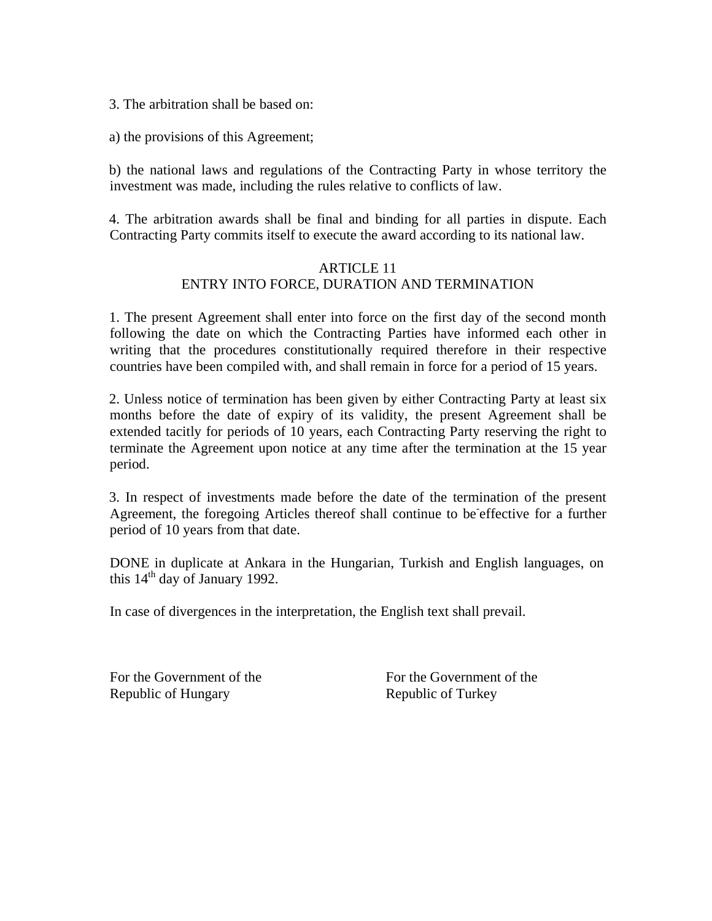3. The arbitration shall be based on:

a) the provisions of this Agreement;

b) the national laws and regulations of the Contracting Party in whose territory the investment was made, including the rules relative to conflicts of law.

4. The arbitration awards shall be final and binding for all parties in dispute. Each Contracting Party commits itself to execute the award according to its national law.

ARTICLE 11
ENTRY INTO FORCE, DURATION AND TERMINATION

1. The present Agreement shall enter into force on the first day of the second month following the date on which the Contracting Parties have informed each other in writing that the procedures constitutionally required therefore in their respective countries have been compiled with, and shall remain in force for a period of 15 years.

2. Unless notice of termination has been given by either Contracting Party at least six months before the date of expiry of its validity, the present Agreement shall be extended tacitly for periods of 10 years, each Contracting Party reserving the right to terminate the Agreement upon notice at any time after the termination at the 15 year period.

3. In respect of investments made before the date of the termination of the present Agreement, the foregoing Articles thereof shall continue to be effective for a further period of 10 years from that date.

DONE in duplicate at Ankara in the Hungarian, Turkish and English languages, on this 14th day of January 1992.

In case of divergences in the interpretation, the English text shall prevail.

For the Government of the
Republic of Hungary

For the Government of the
Republic of Turkey